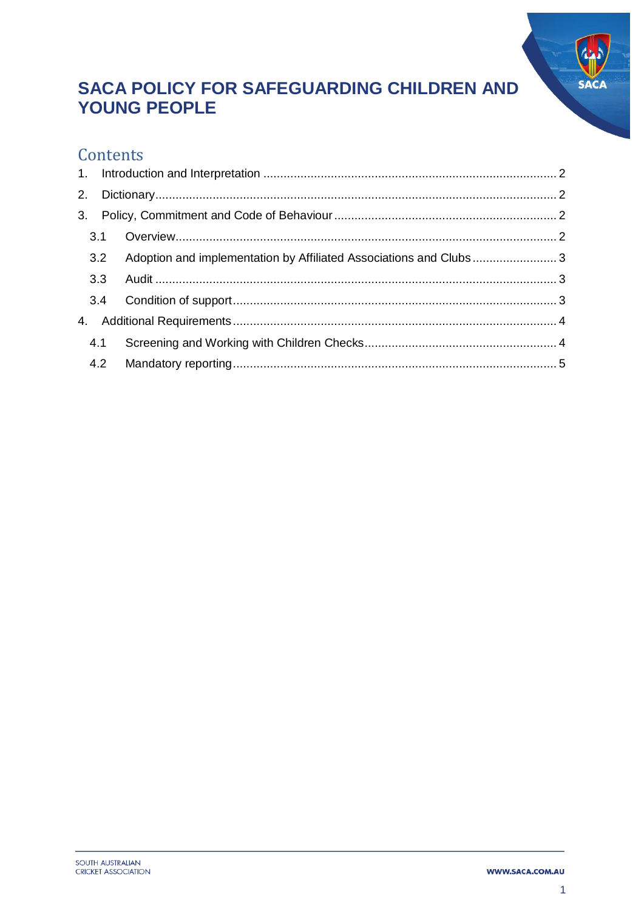# SACA POLICY FOR SAFEGUARDING CHILDREN AND YOUNG PEOPLE

## Contents

1. Introduction and Interpretation ..... 2
2. Dictionary ..... 2
3. Policy, Commitment and Code of Behaviour ..... 2
   - 3.1 Overview ..... 2
   - 3.2 Adoption and implementation by Affiliated Associations and Clubs ..... 3
   - 3.3 Audit ..... 3
   - 3.4 Condition of support ..... 3
4. Additional Requirements ..... 4
   - 4.1 Screening and Working with Children Checks ..... 4
   - 4.2 Mandatory reporting ..... 5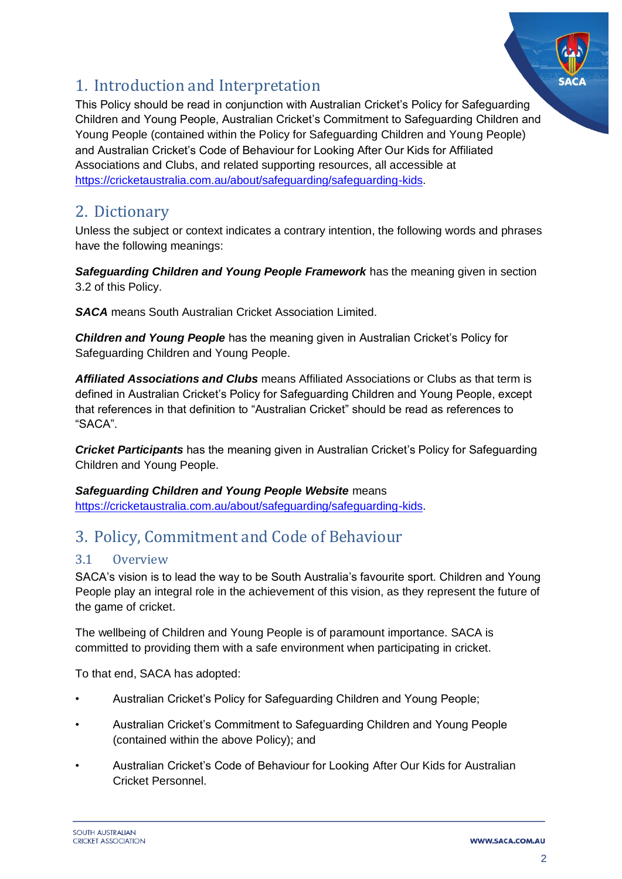## 1. Introduction and Interpretation

This Policy should be read in conjunction with Australian Cricket's Policy for Safeguarding Children and Young People, Australian Cricket's Commitment to Safeguarding Children and Young People (contained within the Policy for Safeguarding Children and Young People) and Australian Cricket's Code of Behaviour for Looking After Our Kids for Affiliated Associations and Clubs, and related supporting resources, all accessible at https://cricketaustralia.com.au/about/safeguarding/safeguarding-kids.

## 2. Dictionary

Unless the subject or context indicates a contrary intention, the following words and phrases have the following meanings:

***Safeguarding Children and Young People Framework*** has the meaning given in section 3.2 of this Policy.

***SACA*** means South Australian Cricket Association Limited.

***Children and Young People*** has the meaning given in Australian Cricket's Policy for Safeguarding Children and Young People.

***Affiliated Associations and Clubs*** means Affiliated Associations or Clubs as that term is defined in Australian Cricket's Policy for Safeguarding Children and Young People, except that references in that definition to "Australian Cricket" should be read as references to "SACA".

***Cricket Participants*** has the meaning given in Australian Cricket's Policy for Safeguarding Children and Young People.

***Safeguarding Children and Young People Website*** means https://cricketaustralia.com.au/about/safeguarding/safeguarding-kids.

## 3. Policy, Commitment and Code of Behaviour

### 3.1 Overview

SACA's vision is to lead the way to be South Australia's favourite sport. Children and Young People play an integral role in the achievement of this vision, as they represent the future of the game of cricket.

The wellbeing of Children and Young People is of paramount importance. SACA is committed to providing them with a safe environment when participating in cricket.

To that end, SACA has adopted:

- Australian Cricket's Policy for Safeguarding Children and Young People;
- Australian Cricket's Commitment to Safeguarding Children and Young People (contained within the above Policy); and
- Australian Cricket's Code of Behaviour for Looking After Our Kids for Australian Cricket Personnel.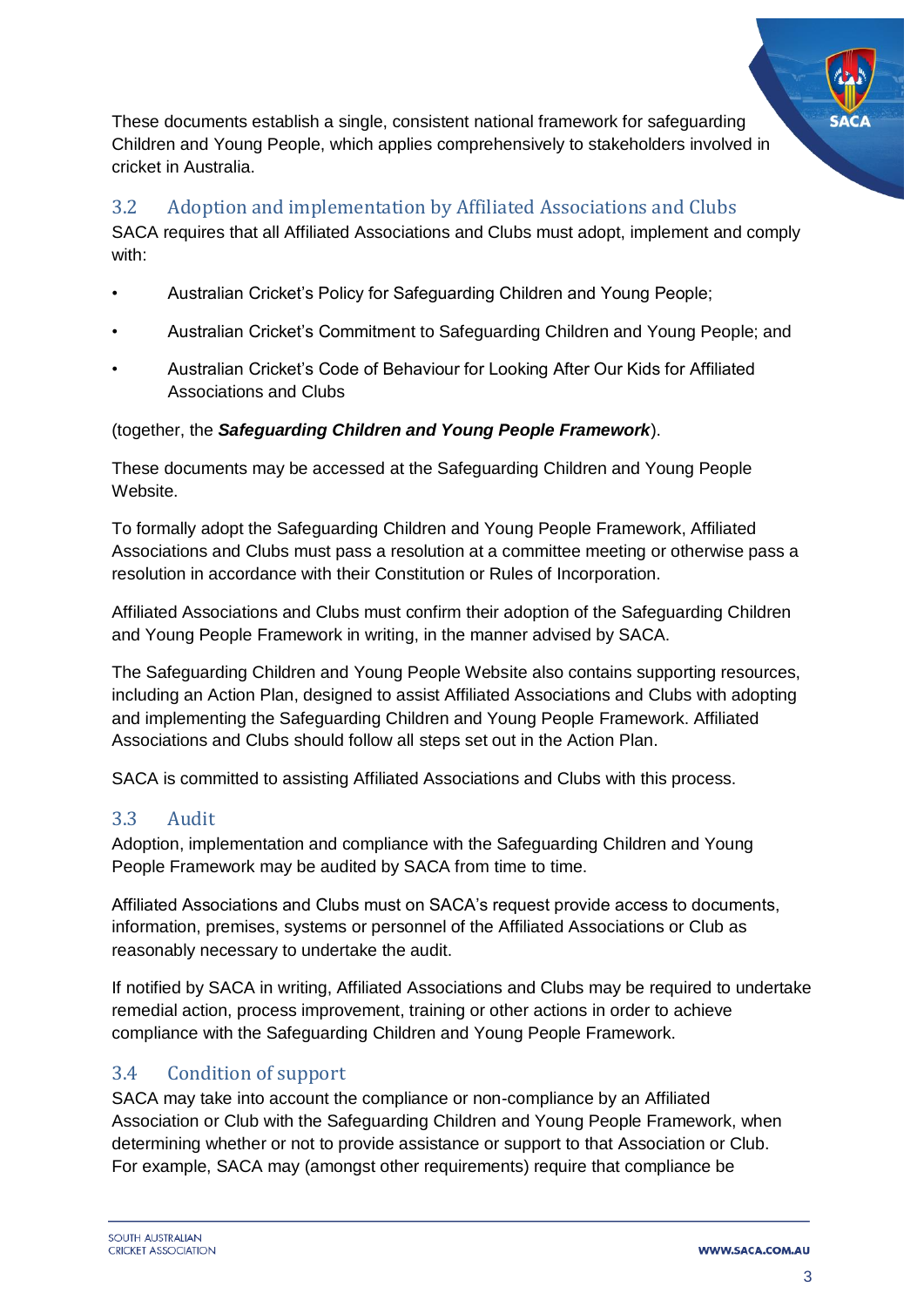These documents establish a single, consistent national framework for safeguarding Children and Young People, which applies comprehensively to stakeholders involved in cricket in Australia.

## 3.2 Adoption and implementation by Affiliated Associations and Clubs

SACA requires that all Affiliated Associations and Clubs must adopt, implement and comply with:

- Australian Cricket's Policy for Safeguarding Children and Young People;
- Australian Cricket's Commitment to Safeguarding Children and Young People; and
- Australian Cricket's Code of Behaviour for Looking After Our Kids for Affiliated Associations and Clubs

(together, the ***Safeguarding Children and Young People Framework***).

These documents may be accessed at the Safeguarding Children and Young People Website.

To formally adopt the Safeguarding Children and Young People Framework, Affiliated Associations and Clubs must pass a resolution at a committee meeting or otherwise pass a resolution in accordance with their Constitution or Rules of Incorporation.

Affiliated Associations and Clubs must confirm their adoption of the Safeguarding Children and Young People Framework in writing, in the manner advised by SACA.

The Safeguarding Children and Young People Website also contains supporting resources, including an Action Plan, designed to assist Affiliated Associations and Clubs with adopting and implementing the Safeguarding Children and Young People Framework. Affiliated Associations and Clubs should follow all steps set out in the Action Plan.

SACA is committed to assisting Affiliated Associations and Clubs with this process.

## 3.3 Audit

Adoption, implementation and compliance with the Safeguarding Children and Young People Framework may be audited by SACA from time to time.

Affiliated Associations and Clubs must on SACA's request provide access to documents, information, premises, systems or personnel of the Affiliated Associations or Club as reasonably necessary to undertake the audit.

If notified by SACA in writing, Affiliated Associations and Clubs may be required to undertake remedial action, process improvement, training or other actions in order to achieve compliance with the Safeguarding Children and Young People Framework.

## 3.4 Condition of support

SACA may take into account the compliance or non-compliance by an Affiliated Association or Club with the Safeguarding Children and Young People Framework, when determining whether or not to provide assistance or support to that Association or Club. For example, SACA may (amongst other requirements) require that compliance be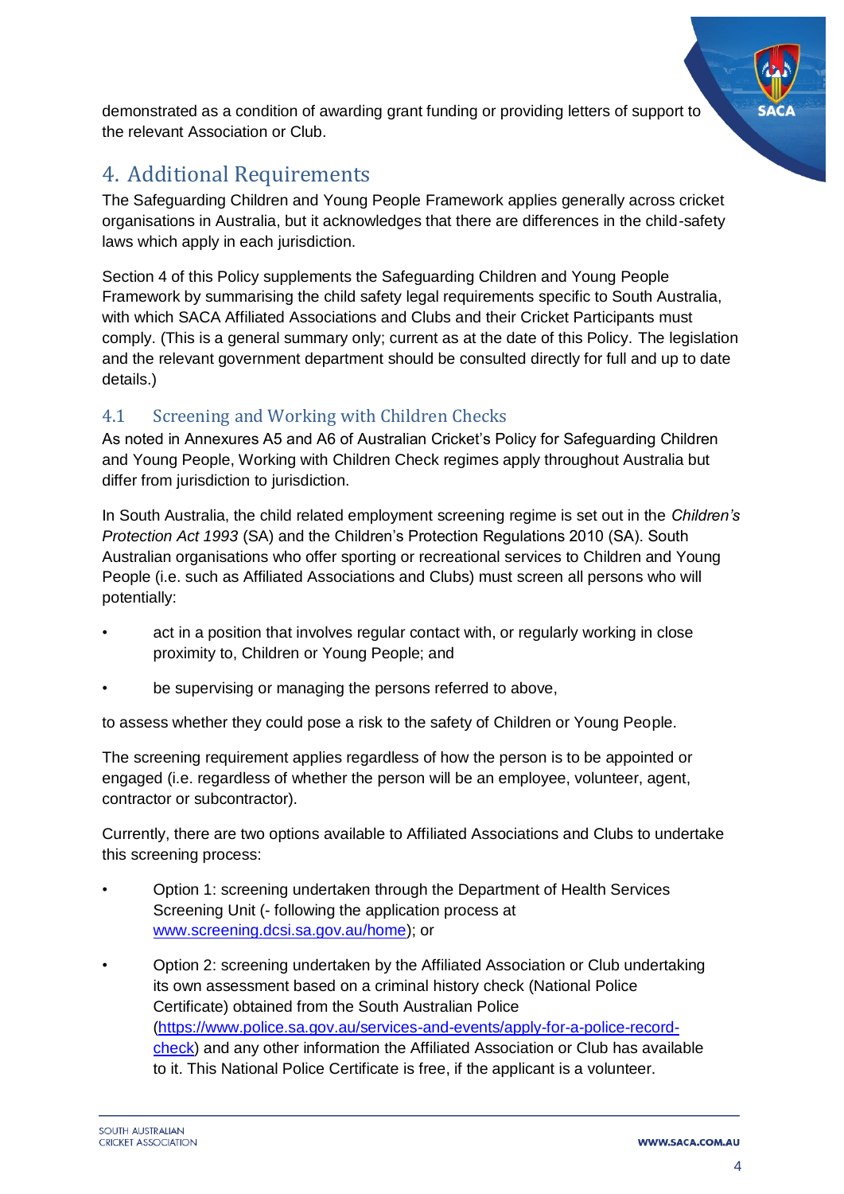demonstrated as a condition of awarding grant funding or providing letters of support to the relevant Association or Club.

# 4. Additional Requirements

The Safeguarding Children and Young People Framework applies generally across cricket organisations in Australia, but it acknowledges that there are differences in the child-safety laws which apply in each jurisdiction.

Section 4 of this Policy supplements the Safeguarding Children and Young People Framework by summarising the child safety legal requirements specific to South Australia, with which SACA Affiliated Associations and Clubs and their Cricket Participants must comply. (This is a general summary only; current as at the date of this Policy. The legislation and the relevant government department should be consulted directly for full and up to date details.)

## 4.1 Screening and Working with Children Checks

As noted in Annexures A5 and A6 of Australian Cricket's Policy for Safeguarding Children and Young People, Working with Children Check regimes apply throughout Australia but differ from jurisdiction to jurisdiction.

In South Australia, the child related employment screening regime is set out in the *Children's Protection Act 1993* (SA) and the Children's Protection Regulations 2010 (SA). South Australian organisations who offer sporting or recreational services to Children and Young People (i.e. such as Affiliated Associations and Clubs) must screen all persons who will potentially:

- act in a position that involves regular contact with, or regularly working in close proximity to, Children or Young People; and
- be supervising or managing the persons referred to above,

to assess whether they could pose a risk to the safety of Children or Young People.

The screening requirement applies regardless of how the person is to be appointed or engaged (i.e. regardless of whether the person will be an employee, volunteer, agent, contractor or subcontractor).

Currently, there are two options available to Affiliated Associations and Clubs to undertake this screening process:

- Option 1: screening undertaken through the Department of Health Services Screening Unit (- following the application process at [www.screening.dcsi.sa.gov.au/home](www.screening.dcsi.sa.gov.au/home)); or
- Option 2: screening undertaken by the Affiliated Association or Club undertaking its own assessment based on a criminal history check (National Police Certificate) obtained from the South Australian Police ([https://www.police.sa.gov.au/services-and-events/apply-for-a-police-record-check](https://www.police.sa.gov.au/services-and-events/apply-for-a-police-record-check)) and any other information the Affiliated Association or Club has available to it. This National Police Certificate is free, if the applicant is a volunteer.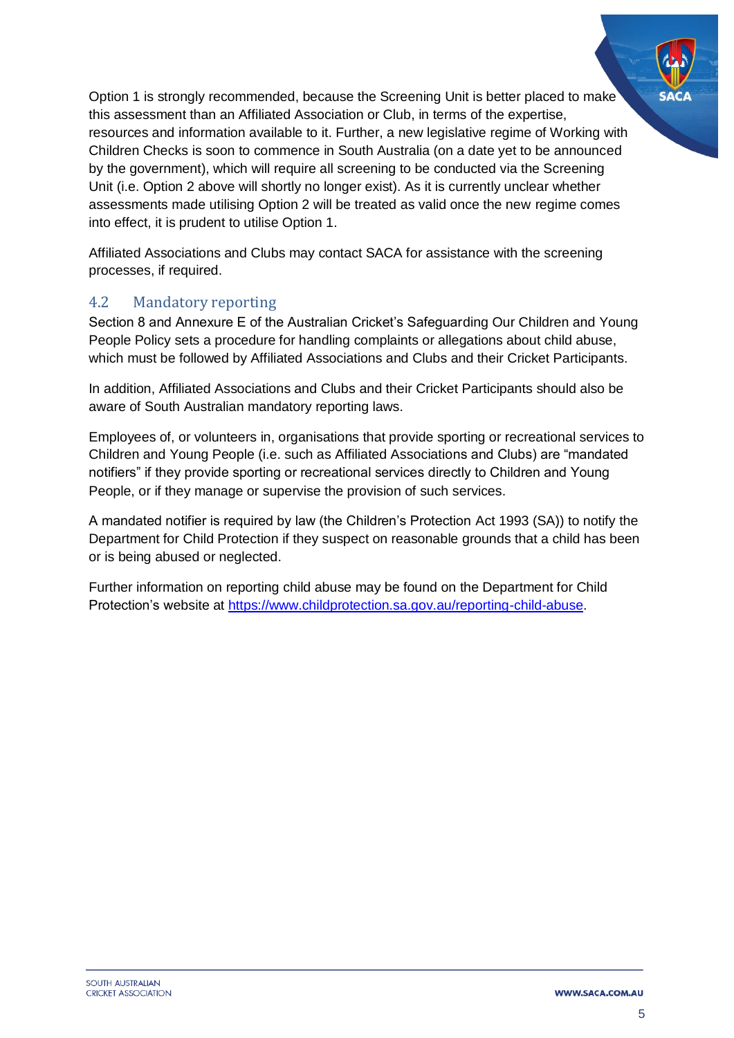Option 1 is strongly recommended, because the Screening Unit is better placed to make this assessment than an Affiliated Association or Club, in terms of the expertise, resources and information available to it. Further, a new legislative regime of Working with Children Checks is soon to commence in South Australia (on a date yet to be announced by the government), which will require all screening to be conducted via the Screening Unit (i.e. Option 2 above will shortly no longer exist). As it is currently unclear whether assessments made utilising Option 2 will be treated as valid once the new regime comes into effect, it is prudent to utilise Option 1.

Affiliated Associations and Clubs may contact SACA for assistance with the screening processes, if required.

## 4.2 Mandatory reporting

Section 8 and Annexure E of the Australian Cricket's Safeguarding Our Children and Young People Policy sets a procedure for handling complaints or allegations about child abuse, which must be followed by Affiliated Associations and Clubs and their Cricket Participants.

In addition, Affiliated Associations and Clubs and their Cricket Participants should also be aware of South Australian mandatory reporting laws.

Employees of, or volunteers in, organisations that provide sporting or recreational services to Children and Young People (i.e. such as Affiliated Associations and Clubs) are "mandated notifiers" if they provide sporting or recreational services directly to Children and Young People, or if they manage or supervise the provision of such services.

A mandated notifier is required by law (the Children's Protection Act 1993 (SA)) to notify the Department for Child Protection if they suspect on reasonable grounds that a child has been or is being abused or neglected.

Further information on reporting child abuse may be found on the Department for Child Protection's website at [https://www.childprotection.sa.gov.au/reporting-child-abuse](https://www.childprotection.sa.gov.au/reporting-child-abuse).